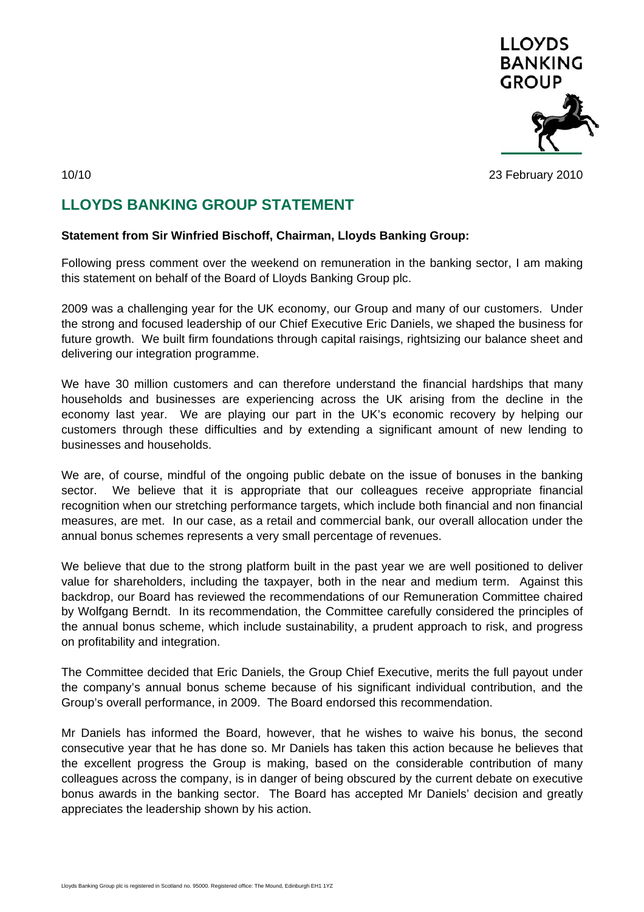10/10

23 February 2010

# LLOYDS BANKING GROUP STATEMENT

**Statement from Sir Winfried Bischoff, Chairman, Lloyds Banking Group:**

Following press comment over the weekend on remuneration in the banking sector, I am making this statement on behalf of the Board of Lloyds Banking Group plc.

2009 was a challenging year for the UK economy, our Group and many of our customers. Under the strong and focused leadership of our Chief Executive Eric Daniels, we shaped the business for future growth. We built firm foundations through capital raisings, rightsizing our balance sheet and delivering our integration programme.

We have 30 million customers and can therefore understand the financial hardships that many households and businesses are experiencing across the UK arising from the decline in the economy last year. We are playing our part in the UK's economic recovery by helping our customers through these difficulties and by extending a significant amount of new lending to businesses and households.

We are, of course, mindful of the ongoing public debate on the issue of bonuses in the banking sector. We believe that it is appropriate that our colleagues receive appropriate financial recognition when our stretching performance targets, which include both financial and non financial measures, are met. In our case, as a retail and commercial bank, our overall allocation under the annual bonus schemes represents a very small percentage of revenues.

We believe that due to the strong platform built in the past year we are well positioned to deliver value for shareholders, including the taxpayer, both in the near and medium term. Against this backdrop, our Board has reviewed the recommendations of our Remuneration Committee chaired by Wolfgang Berndt. In its recommendation, the Committee carefully considered the principles of the annual bonus scheme, which include sustainability, a prudent approach to risk, and progress on profitability and integration.

The Committee decided that Eric Daniels, the Group Chief Executive, merits the full payout under the company's annual bonus scheme because of his significant individual contribution, and the Group's overall performance, in 2009. The Board endorsed this recommendation.

Mr Daniels has informed the Board, however, that he wishes to waive his bonus, the second consecutive year that he has done so. Mr Daniels has taken this action because he believes that the excellent progress the Group is making, based on the considerable contribution of many colleagues across the company, is in danger of being obscured by the current debate on executive bonus awards in the banking sector. The Board has accepted Mr Daniels' decision and greatly appreciates the leadership shown by his action.

Lloyds Banking Group plc is registered in Scotland no. 95000. Registered office: The Mound, Edinburgh EH1 1YZ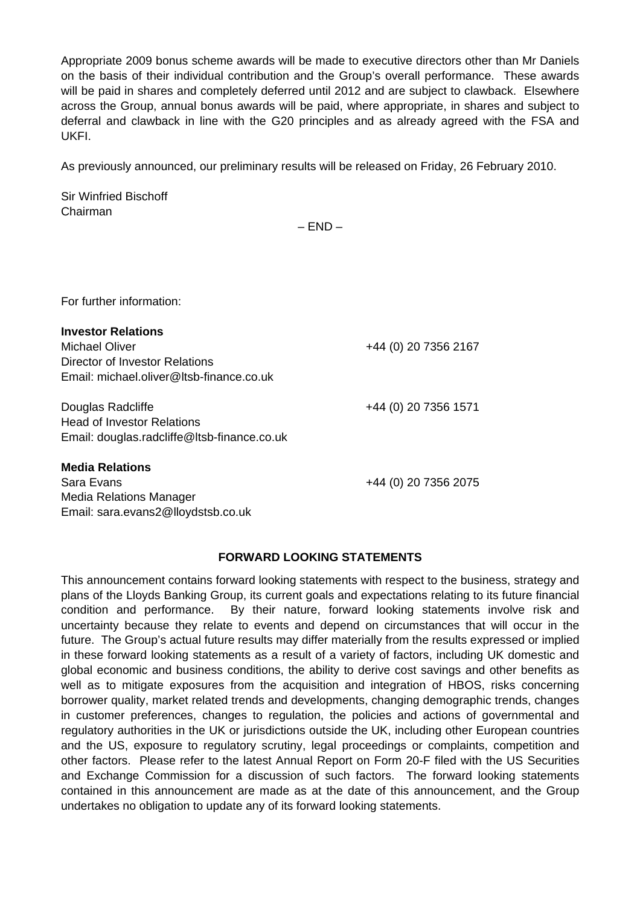Appropriate 2009 bonus scheme awards will be made to executive directors other than Mr Daniels on the basis of their individual contribution and the Group's overall performance. These awards will be paid in shares and completely deferred until 2012 and are subject to clawback. Elsewhere across the Group, annual bonus awards will be paid, where appropriate, in shares and subject to deferral and clawback in line with the G20 principles and as already agreed with the FSA and UKFI.

As previously announced, our preliminary results will be released on Friday, 26 February 2010.

Sir Winfried Bischoff
Chairman

– END –

For further information:

**Investor Relations**

Michael Oliver — +44 (0) 20 7356 2167
Director of Investor Relations
Email: michael.oliver@ltsb-finance.co.uk

Douglas Radcliffe — +44 (0) 20 7356 1571
Head of Investor Relations
Email: douglas.radcliffe@ltsb-finance.co.uk

**Media Relations**

Sara Evans — +44 (0) 20 7356 2075
Media Relations Manager
Email: sara.evans2@lloydstsb.co.uk

## FORWARD LOOKING STATEMENTS

This announcement contains forward looking statements with respect to the business, strategy and plans of the Lloyds Banking Group, its current goals and expectations relating to its future financial condition and performance. By their nature, forward looking statements involve risk and uncertainty because they relate to events and depend on circumstances that will occur in the future. The Group's actual future results may differ materially from the results expressed or implied in these forward looking statements as a result of a variety of factors, including UK domestic and global economic and business conditions, the ability to derive cost savings and other benefits as well as to mitigate exposures from the acquisition and integration of HBOS, risks concerning borrower quality, market related trends and developments, changing demographic trends, changes in customer preferences, changes to regulation, the policies and actions of governmental and regulatory authorities in the UK or jurisdictions outside the UK, including other European countries and the US, exposure to regulatory scrutiny, legal proceedings or complaints, competition and other factors. Please refer to the latest Annual Report on Form 20-F filed with the US Securities and Exchange Commission for a discussion of such factors. The forward looking statements contained in this announcement are made as at the date of this announcement, and the Group undertakes no obligation to update any of its forward looking statements.